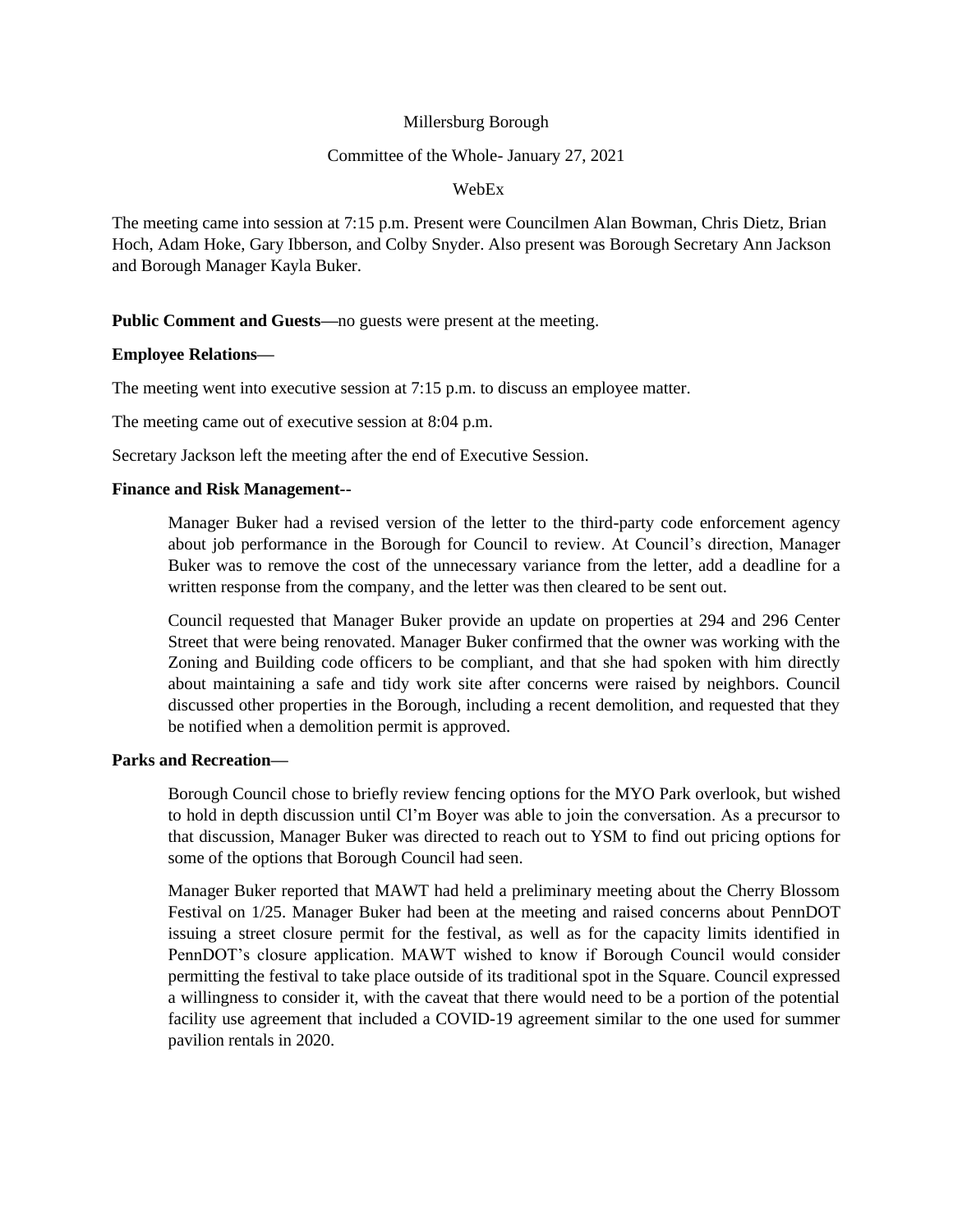Millersburg Borough

Committee of the Whole- January 27, 2021

WebEx

The meeting came into session at 7:15 p.m. Present were Councilmen Alan Bowman, Chris Dietz, Brian Hoch, Adam Hoke, Gary Ibberson, and Colby Snyder. Also present was Borough Secretary Ann Jackson and Borough Manager Kayla Buker.

**Public Comment and Guests—**no guests were present at the meeting.

**Employee Relations—**

The meeting went into executive session at 7:15 p.m. to discuss an employee matter.

The meeting came out of executive session at 8:04 p.m.

Secretary Jackson left the meeting after the end of Executive Session.

**Finance and Risk Management--**

Manager Buker had a revised version of the letter to the third-party code enforcement agency about job performance in the Borough for Council to review. At Council's direction, Manager Buker was to remove the cost of the unnecessary variance from the letter, add a deadline for a written response from the company, and the letter was then cleared to be sent out.

Council requested that Manager Buker provide an update on properties at 294 and 296 Center Street that were being renovated. Manager Buker confirmed that the owner was working with the Zoning and Building code officers to be compliant, and that she had spoken with him directly about maintaining a safe and tidy work site after concerns were raised by neighbors. Council discussed other properties in the Borough, including a recent demolition, and requested that they be notified when a demolition permit is approved.

**Parks and Recreation—**

Borough Council chose to briefly review fencing options for the MYO Park overlook, but wished to hold in depth discussion until Cl'm Boyer was able to join the conversation. As a precursor to that discussion, Manager Buker was directed to reach out to YSM to find out pricing options for some of the options that Borough Council had seen.

Manager Buker reported that MAWT had held a preliminary meeting about the Cherry Blossom Festival on 1/25. Manager Buker had been at the meeting and raised concerns about PennDOT issuing a street closure permit for the festival, as well as for the capacity limits identified in PennDOT's closure application. MAWT wished to know if Borough Council would consider permitting the festival to take place outside of its traditional spot in the Square. Council expressed a willingness to consider it, with the caveat that there would need to be a portion of the potential facility use agreement that included a COVID-19 agreement similar to the one used for summer pavilion rentals in 2020.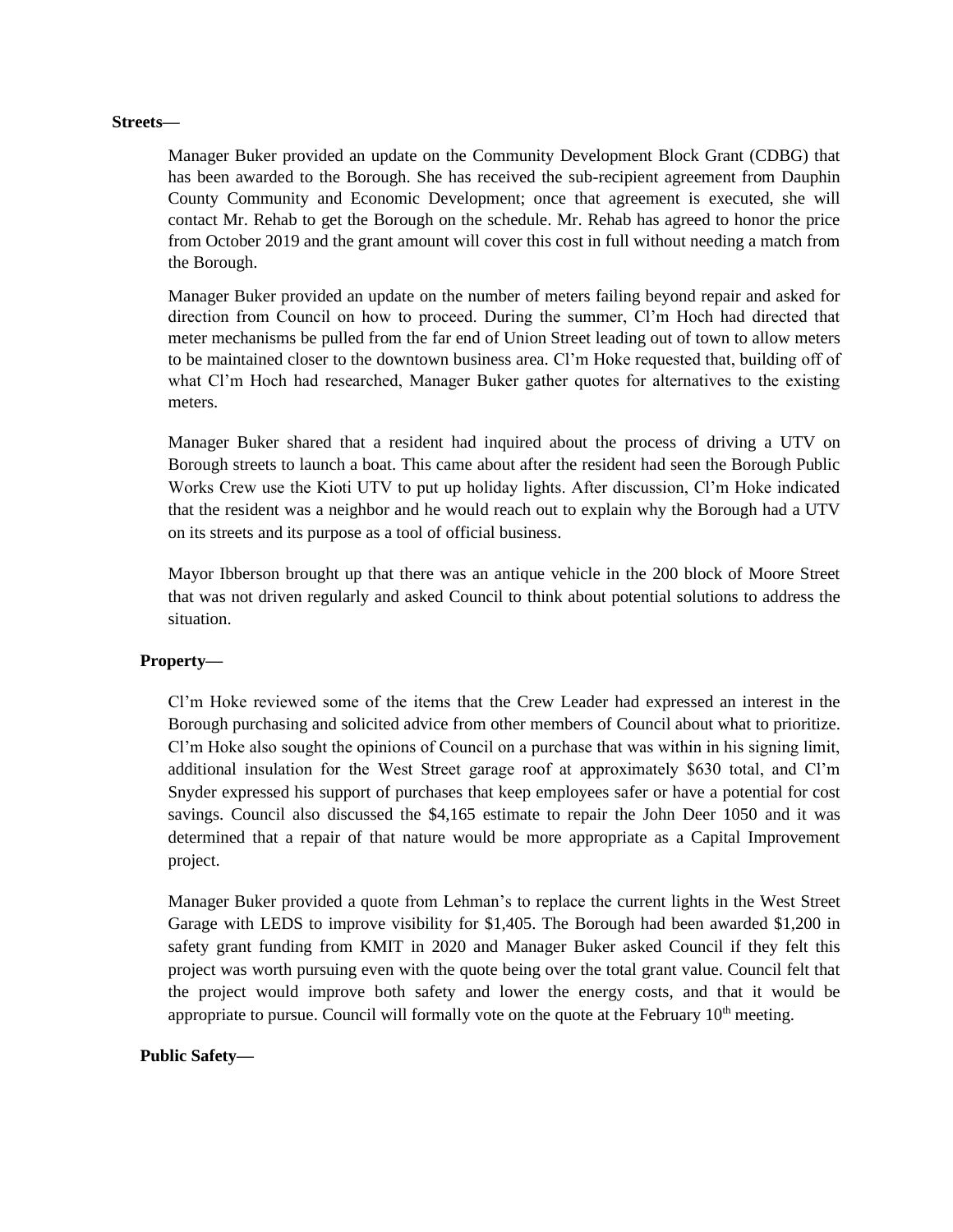**Streets—**

Manager Buker provided an update on the Community Development Block Grant (CDBG) that has been awarded to the Borough. She has received the sub-recipient agreement from Dauphin County Community and Economic Development; once that agreement is executed, she will contact Mr. Rehab to get the Borough on the schedule. Mr. Rehab has agreed to honor the price from October 2019 and the grant amount will cover this cost in full without needing a match from the Borough.

Manager Buker provided an update on the number of meters failing beyond repair and asked for direction from Council on how to proceed. During the summer, Cl'm Hoch had directed that meter mechanisms be pulled from the far end of Union Street leading out of town to allow meters to be maintained closer to the downtown business area. Cl'm Hoke requested that, building off of what Cl'm Hoch had researched, Manager Buker gather quotes for alternatives to the existing meters.

Manager Buker shared that a resident had inquired about the process of driving a UTV on Borough streets to launch a boat. This came about after the resident had seen the Borough Public Works Crew use the Kioti UTV to put up holiday lights. After discussion, Cl'm Hoke indicated that the resident was a neighbor and he would reach out to explain why the Borough had a UTV on its streets and its purpose as a tool of official business.

Mayor Ibberson brought up that there was an antique vehicle in the 200 block of Moore Street that was not driven regularly and asked Council to think about potential solutions to address the situation.

**Property—**

Cl'm Hoke reviewed some of the items that the Crew Leader had expressed an interest in the Borough purchasing and solicited advice from other members of Council about what to prioritize. Cl'm Hoke also sought the opinions of Council on a purchase that was within in his signing limit, additional insulation for the West Street garage roof at approximately $630 total, and Cl'm Snyder expressed his support of purchases that keep employees safer or have a potential for cost savings. Council also discussed the $4,165 estimate to repair the John Deer 1050 and it was determined that a repair of that nature would be more appropriate as a Capital Improvement project.

Manager Buker provided a quote from Lehman's to replace the current lights in the West Street Garage with LEDS to improve visibility for $1,405. The Borough had been awarded $1,200 in safety grant funding from KMIT in 2020 and Manager Buker asked Council if they felt this project was worth pursuing even with the quote being over the total grant value. Council felt that the project would improve both safety and lower the energy costs, and that it would be appropriate to pursue. Council will formally vote on the quote at the February 10th meeting.

**Public Safety—**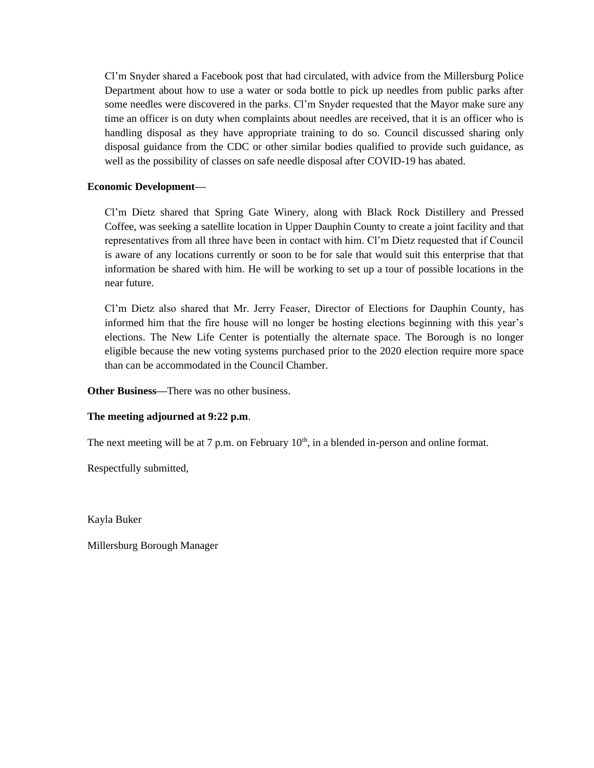Cl'm Snyder shared a Facebook post that had circulated, with advice from the Millersburg Police Department about how to use a water or soda bottle to pick up needles from public parks after some needles were discovered in the parks. Cl'm Snyder requested that the Mayor make sure any time an officer is on duty when complaints about needles are received, that it is an officer who is handling disposal as they have appropriate training to do so. Council discussed sharing only disposal guidance from the CDC or other similar bodies qualified to provide such guidance, as well as the possibility of classes on safe needle disposal after COVID-19 has abated.

**Economic Development—**

Cl'm Dietz shared that Spring Gate Winery, along with Black Rock Distillery and Pressed Coffee, was seeking a satellite location in Upper Dauphin County to create a joint facility and that representatives from all three have been in contact with him. Cl'm Dietz requested that if Council is aware of any locations currently or soon to be for sale that would suit this enterprise that that information be shared with him. He will be working to set up a tour of possible locations in the near future.

Cl'm Dietz also shared that Mr. Jerry Feaser, Director of Elections for Dauphin County, has informed him that the fire house will no longer be hosting elections beginning with this year's elections. The New Life Center is potentially the alternate space. The Borough is no longer eligible because the new voting systems purchased prior to the 2020 election require more space than can be accommodated in the Council Chamber.

**Other Business—**There was no other business.

**The meeting adjourned at 9:22 p.m**.

The next meeting will be at 7 p.m. on February 10th, in a blended in-person and online format.

Respectfully submitted,

Kayla Buker

Millersburg Borough Manager